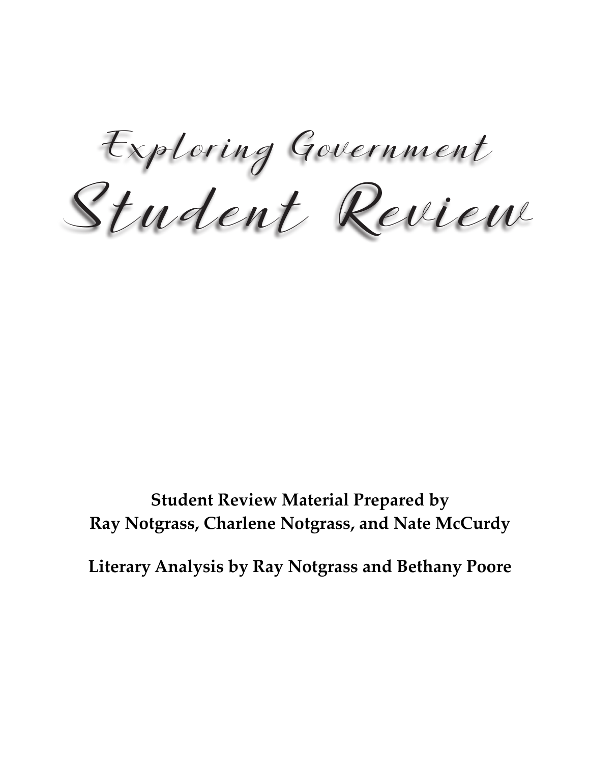# Exploring Government

# Student Review

**Student Review Material Prepared by**
**Ray Notgrass, Charlene Notgrass, and Nate McCurdy**

**Literary Analysis by Ray Notgrass and Bethany Poore**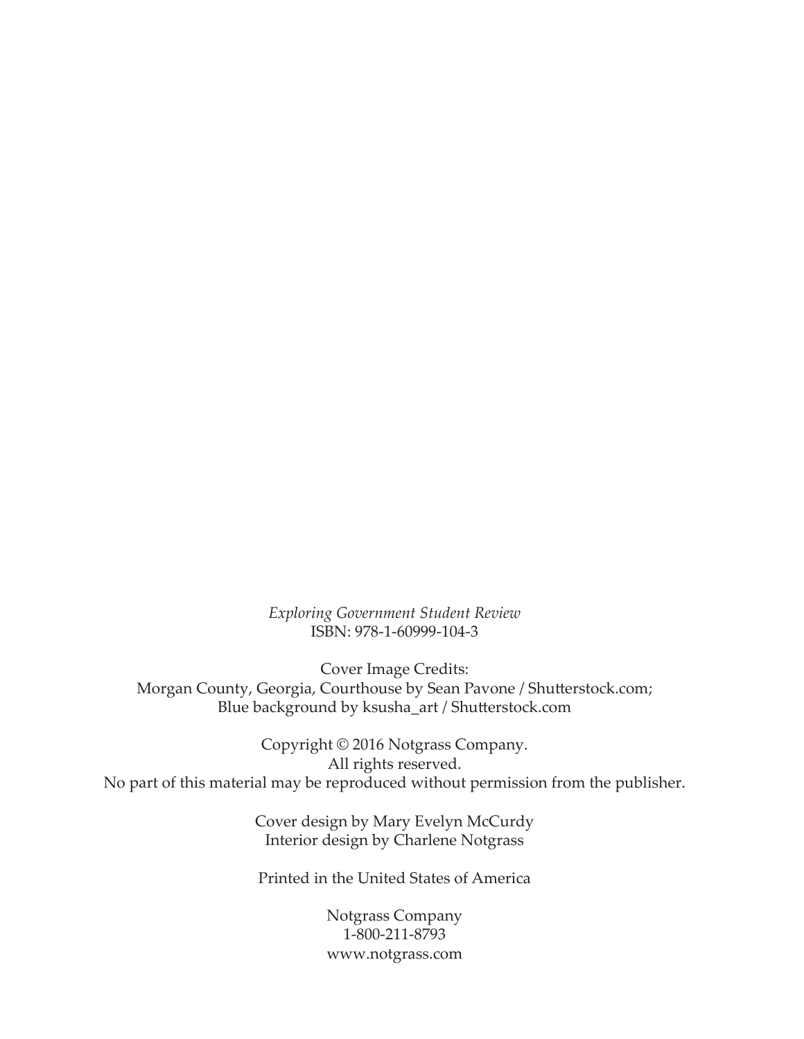*Exploring Government Student Review*
ISBN: 978-1-60999-104-3

Cover Image Credits:
Morgan County, Georgia, Courthouse by Sean Pavone / Shutterstock.com;
Blue background by ksusha_art / Shutterstock.com

Copyright © 2016 Notgrass Company.
All rights reserved.
No part of this material may be reproduced without permission from the publisher.

Cover design by Mary Evelyn McCurdy
Interior design by Charlene Notgrass

Printed in the United States of America

Notgrass Company
1-800-211-8793
www.notgrass.com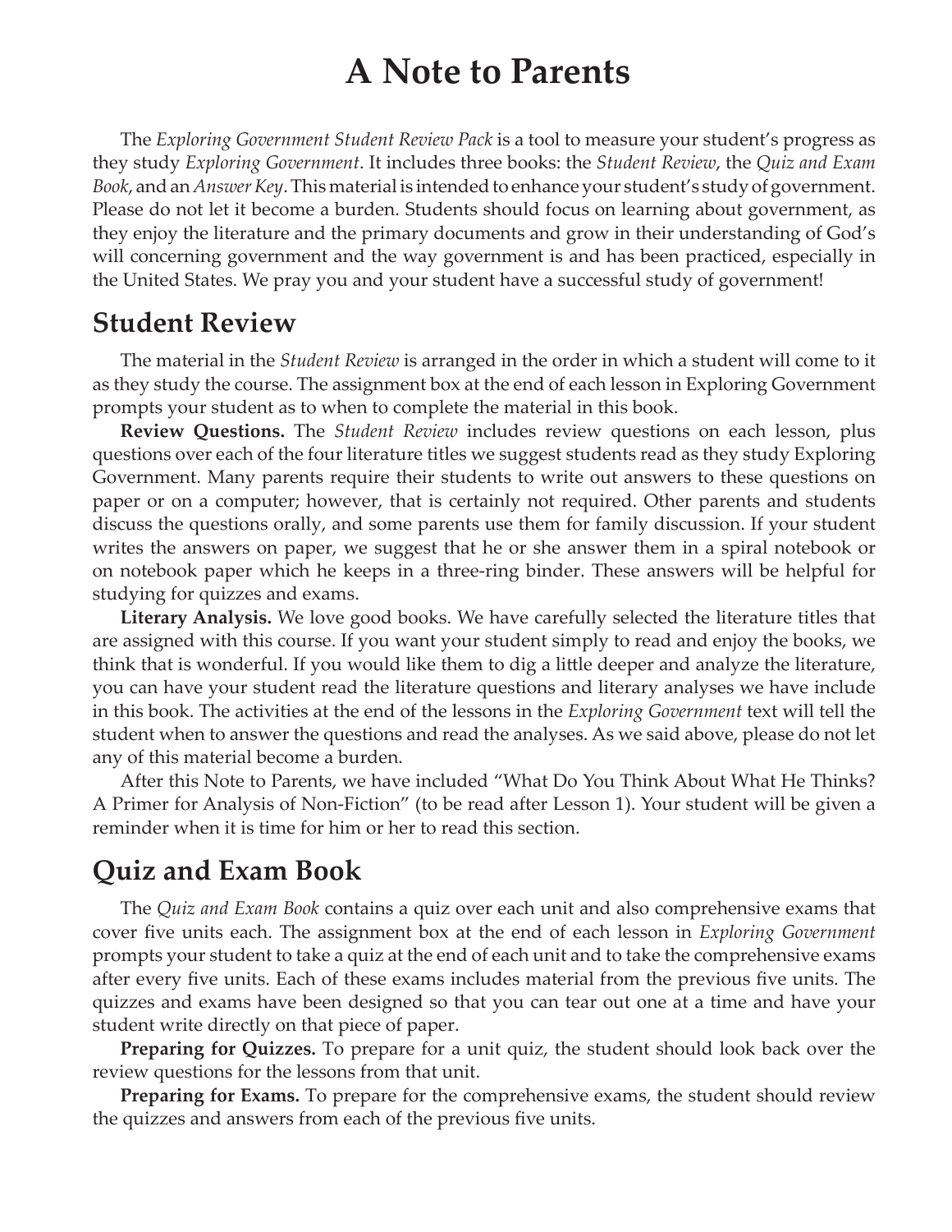# A Note to Parents

The *Exploring Government Student Review Pack* is a tool to measure your student's progress as they study *Exploring Government*. It includes three books: the *Student Review*, the *Quiz and Exam Book*, and an *Answer Key*. This material is intended to enhance your student's study of government. Please do not let it become a burden. Students should focus on learning about government, as they enjoy the literature and the primary documents and grow in their understanding of God's will concerning government and the way government is and has been practiced, especially in the United States. We pray you and your student have a successful study of government!

## Student Review

The material in the *Student Review* is arranged in the order in which a student will come to it as they study the course. The assignment box at the end of each lesson in Exploring Government prompts your student as to when to complete the material in this book.

**Review Questions.** The *Student Review* includes review questions on each lesson, plus questions over each of the four literature titles we suggest students read as they study Exploring Government. Many parents require their students to write out answers to these questions on paper or on a computer; however, that is certainly not required. Other parents and students discuss the questions orally, and some parents use them for family discussion. If your student writes the answers on paper, we suggest that he or she answer them in a spiral notebook or on notebook paper which he keeps in a three-ring binder. These answers will be helpful for studying for quizzes and exams.

**Literary Analysis.** We love good books. We have carefully selected the literature titles that are assigned with this course. If you want your student simply to read and enjoy the books, we think that is wonderful. If you would like them to dig a little deeper and analyze the literature, you can have your student read the literature questions and literary analyses we have include in this book. The activities at the end of the lessons in the *Exploring Government* text will tell the student when to answer the questions and read the analyses. As we said above, please do not let any of this material become a burden.

After this Note to Parents, we have included "What Do You Think About What He Thinks? A Primer for Analysis of Non-Fiction" (to be read after Lesson 1). Your student will be given a reminder when it is time for him or her to read this section.

## Quiz and Exam Book

The *Quiz and Exam Book* contains a quiz over each unit and also comprehensive exams that cover five units each. The assignment box at the end of each lesson in *Exploring Government* prompts your student to take a quiz at the end of each unit and to take the comprehensive exams after every five units. Each of these exams includes material from the previous five units. The quizzes and exams have been designed so that you can tear out one at a time and have your student write directly on that piece of paper.

**Preparing for Quizzes.** To prepare for a unit quiz, the student should look back over the review questions for the lessons from that unit.

**Preparing for Exams.** To prepare for the comprehensive exams, the student should review the quizzes and answers from each of the previous five units.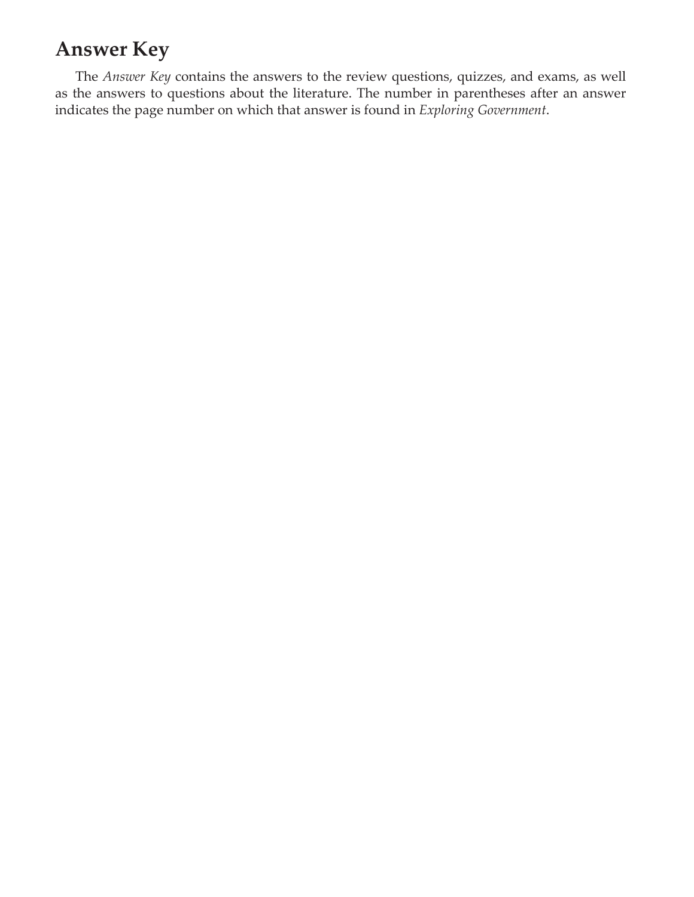# Answer Key

The *Answer Key* contains the answers to the review questions, quizzes, and exams, as well as the answers to questions about the literature. The number in parentheses after an answer indicates the page number on which that answer is found in *Exploring Government*.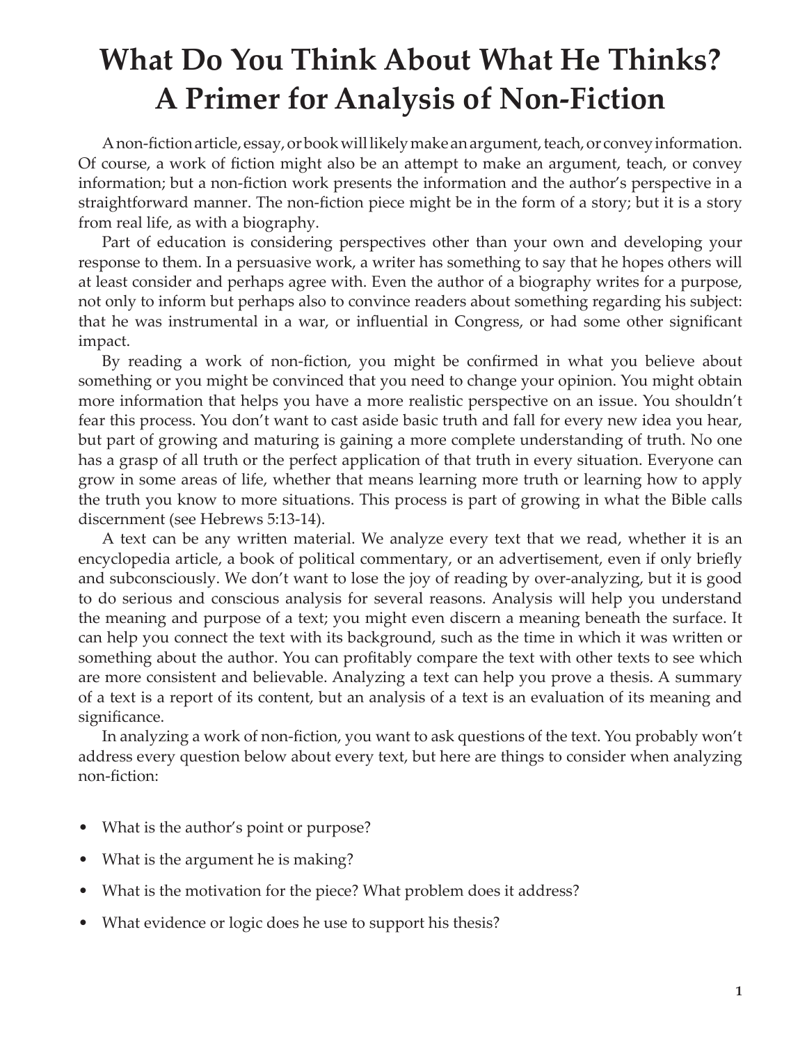# What Do You Think About What He Thinks? A Primer for Analysis of Non-Fiction

A non-fiction article, essay, or book will likely make an argument, teach, or convey information. Of course, a work of fiction might also be an attempt to make an argument, teach, or convey information; but a non-fiction work presents the information and the author's perspective in a straightforward manner. The non-fiction piece might be in the form of a story; but it is a story from real life, as with a biography.

Part of education is considering perspectives other than your own and developing your response to them. In a persuasive work, a writer has something to say that he hopes others will at least consider and perhaps agree with. Even the author of a biography writes for a purpose, not only to inform but perhaps also to convince readers about something regarding his subject: that he was instrumental in a war, or influential in Congress, or had some other significant impact.

By reading a work of non-fiction, you might be confirmed in what you believe about something or you might be convinced that you need to change your opinion. You might obtain more information that helps you have a more realistic perspective on an issue. You shouldn't fear this process. You don't want to cast aside basic truth and fall for every new idea you hear, but part of growing and maturing is gaining a more complete understanding of truth. No one has a grasp of all truth or the perfect application of that truth in every situation. Everyone can grow in some areas of life, whether that means learning more truth or learning how to apply the truth you know to more situations. This process is part of growing in what the Bible calls discernment (see Hebrews 5:13-14).

A text can be any written material. We analyze every text that we read, whether it is an encyclopedia article, a book of political commentary, or an advertisement, even if only briefly and subconsciously. We don't want to lose the joy of reading by over-analyzing, but it is good to do serious and conscious analysis for several reasons. Analysis will help you understand the meaning and purpose of a text; you might even discern a meaning beneath the surface. It can help you connect the text with its background, such as the time in which it was written or something about the author. You can profitably compare the text with other texts to see which are more consistent and believable. Analyzing a text can help you prove a thesis. A summary of a text is a report of its content, but an analysis of a text is an evaluation of its meaning and significance.

In analyzing a work of non-fiction, you want to ask questions of the text. You probably won't address every question below about every text, but here are things to consider when analyzing non-fiction:

- What is the author's point or purpose?
- What is the argument he is making?
- What is the motivation for the piece? What problem does it address?
- What evidence or logic does he use to support his thesis?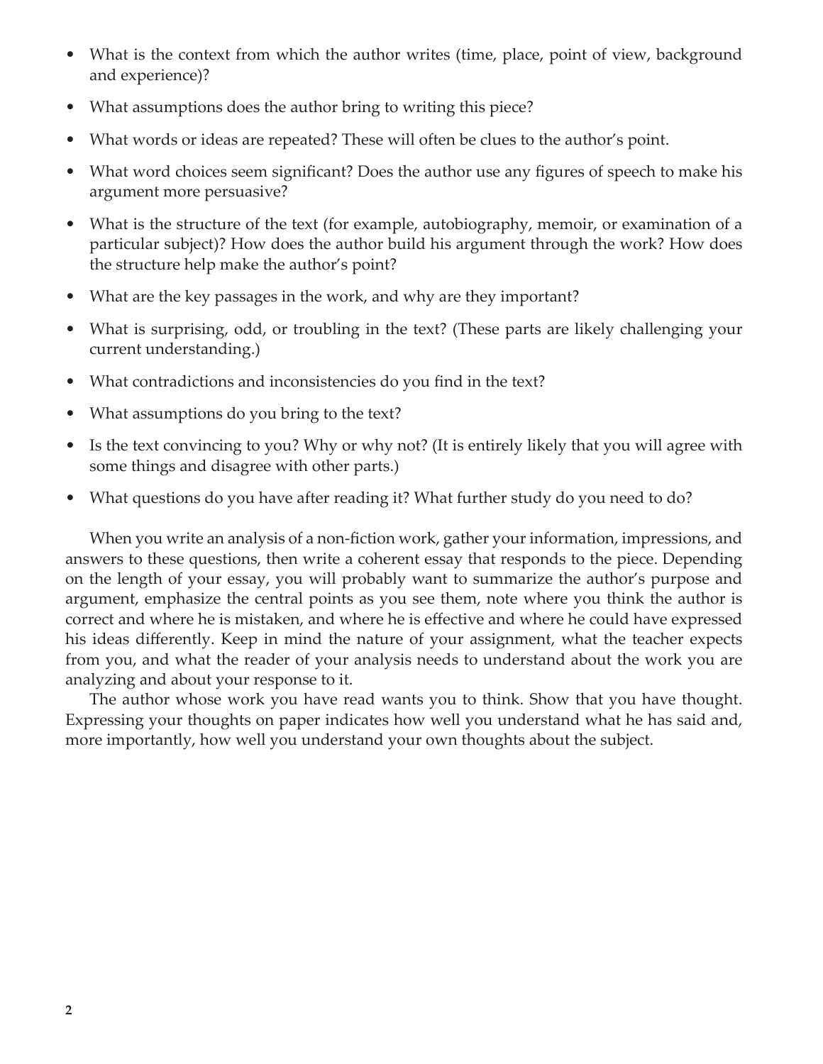- What is the context from which the author writes (time, place, point of view, background and experience)?
- What assumptions does the author bring to writing this piece?
- What words or ideas are repeated? These will often be clues to the author's point.
- What word choices seem significant? Does the author use any figures of speech to make his argument more persuasive?
- What is the structure of the text (for example, autobiography, memoir, or examination of a particular subject)? How does the author build his argument through the work? How does the structure help make the author's point?
- What are the key passages in the work, and why are they important?
- What is surprising, odd, or troubling in the text? (These parts are likely challenging your current understanding.)
- What contradictions and inconsistencies do you find in the text?
- What assumptions do you bring to the text?
- Is the text convincing to you? Why or why not? (It is entirely likely that you will agree with some things and disagree with other parts.)
- What questions do you have after reading it? What further study do you need to do?

When you write an analysis of a non-fiction work, gather your information, impressions, and answers to these questions, then write a coherent essay that responds to the piece. Depending on the length of your essay, you will probably want to summarize the author's purpose and argument, emphasize the central points as you see them, note where you think the author is correct and where he is mistaken, and where he is effective and where he could have expressed his ideas differently. Keep in mind the nature of your assignment, what the teacher expects from you, and what the reader of your analysis needs to understand about the work you are analyzing and about your response to it.

The author whose work you have read wants you to think. Show that you have thought. Expressing your thoughts on paper indicates how well you understand what he has said and, more importantly, how well you understand your own thoughts about the subject.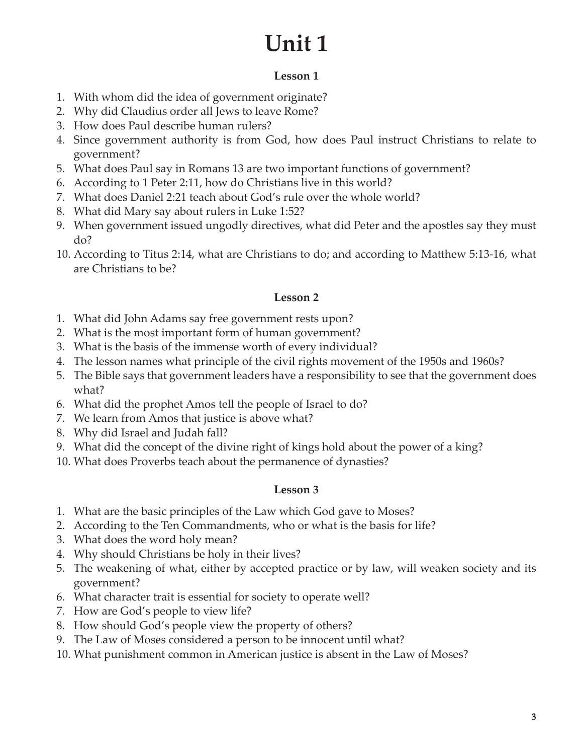# Unit 1

### Lesson 1

1. With whom did the idea of government originate?
2. Why did Claudius order all Jews to leave Rome?
3. How does Paul describe human rulers?
4. Since government authority is from God, how does Paul instruct Christians to relate to government?
5. What does Paul say in Romans 13 are two important functions of government?
6. According to 1 Peter 2:11, how do Christians live in this world?
7. What does Daniel 2:21 teach about God's rule over the whole world?
8. What did Mary say about rulers in Luke 1:52?
9. When government issued ungodly directives, what did Peter and the apostles say they must do?
10. According to Titus 2:14, what are Christians to do; and according to Matthew 5:13-16, what are Christians to be?

### Lesson 2

1. What did John Adams say free government rests upon?
2. What is the most important form of human government?
3. What is the basis of the immense worth of every individual?
4. The lesson names what principle of the civil rights movement of the 1950s and 1960s?
5. The Bible says that government leaders have a responsibility to see that the government does what?
6. What did the prophet Amos tell the people of Israel to do?
7. We learn from Amos that justice is above what?
8. Why did Israel and Judah fall?
9. What did the concept of the divine right of kings hold about the power of a king?
10. What does Proverbs teach about the permanence of dynasties?

### Lesson 3

1. What are the basic principles of the Law which God gave to Moses?
2. According to the Ten Commandments, who or what is the basis for life?
3. What does the word holy mean?
4. Why should Christians be holy in their lives?
5. The weakening of what, either by accepted practice or by law, will weaken society and its government?
6. What character trait is essential for society to operate well?
7. How are God's people to view life?
8. How should God's people view the property of others?
9. The Law of Moses considered a person to be innocent until what?
10. What punishment common in American justice is absent in the Law of Moses?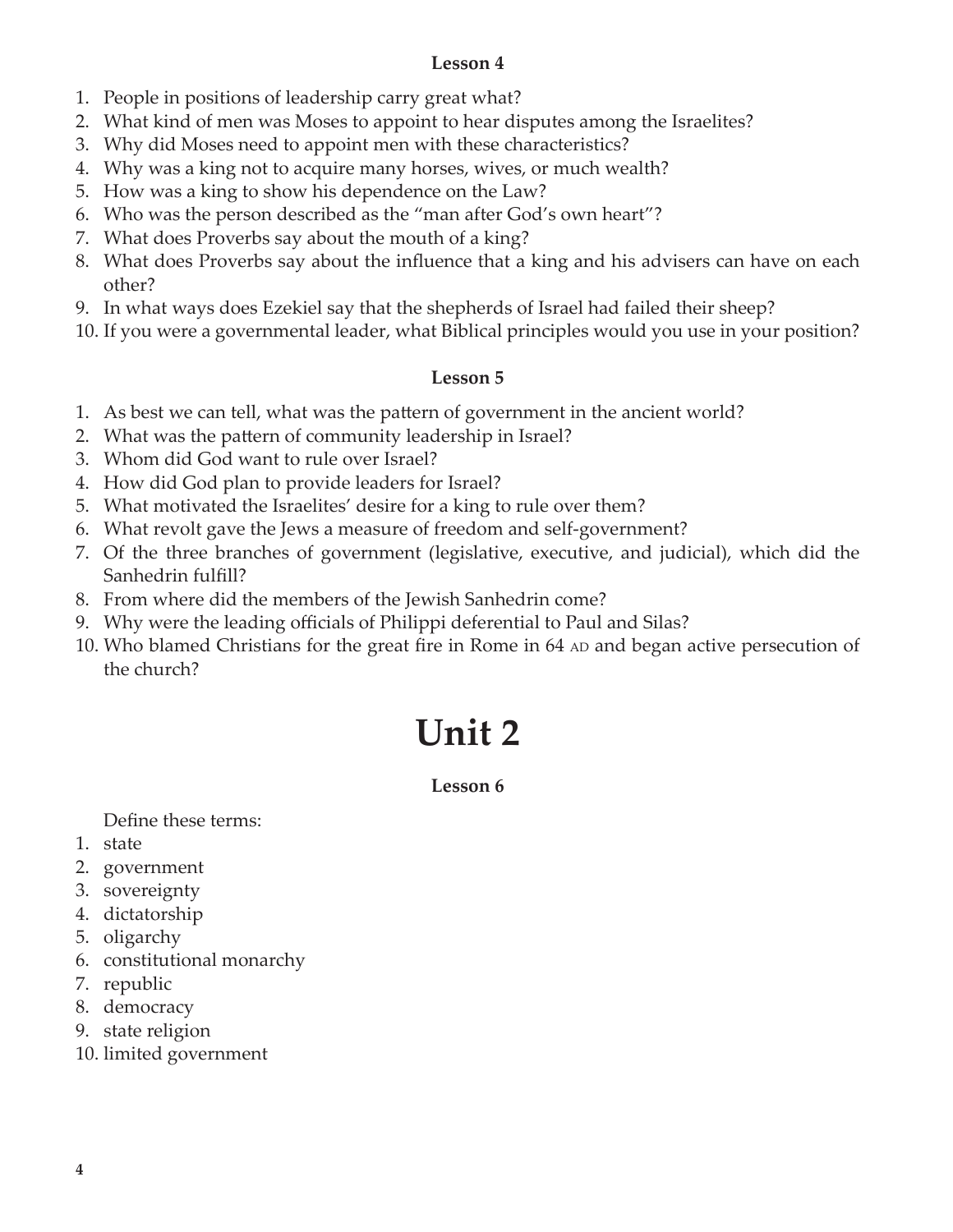### Lesson 4

1. People in positions of leadership carry great what?
2. What kind of men was Moses to appoint to hear disputes among the Israelites?
3. Why did Moses need to appoint men with these characteristics?
4. Why was a king not to acquire many horses, wives, or much wealth?
5. How was a king to show his dependence on the Law?
6. Who was the person described as the "man after God's own heart"?
7. What does Proverbs say about the mouth of a king?
8. What does Proverbs say about the influence that a king and his advisers can have on each other?
9. In what ways does Ezekiel say that the shepherds of Israel had failed their sheep?
10. If you were a governmental leader, what Biblical principles would you use in your position?

### Lesson 5

1. As best we can tell, what was the pattern of government in the ancient world?
2. What was the pattern of community leadership in Israel?
3. Whom did God want to rule over Israel?
4. How did God plan to provide leaders for Israel?
5. What motivated the Israelites' desire for a king to rule over them?
6. What revolt gave the Jews a measure of freedom and self-government?
7. Of the three branches of government (legislative, executive, and judicial), which did the Sanhedrin fulfill?
8. From where did the members of the Jewish Sanhedrin come?
9. Why were the leading officials of Philippi deferential to Paul and Silas?
10. Who blamed Christians for the great fire in Rome in 64 AD and began active persecution of the church?

# Unit 2

### Lesson 6

Define these terms:

1. state
2. government
3. sovereignty
4. dictatorship
5. oligarchy
6. constitutional monarchy
7. republic
8. democracy
9. state religion
10. limited government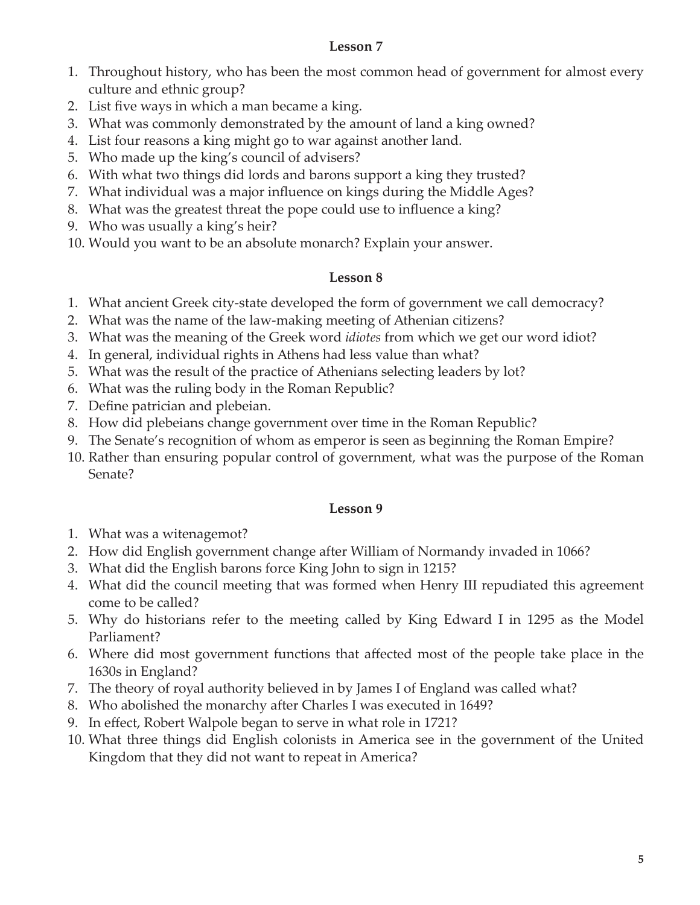## Lesson 7

1. Throughout history, who has been the most common head of government for almost every culture and ethnic group?
2. List five ways in which a man became a king.
3. What was commonly demonstrated by the amount of land a king owned?
4. List four reasons a king might go to war against another land.
5. Who made up the king's council of advisers?
6. With what two things did lords and barons support a king they trusted?
7. What individual was a major influence on kings during the Middle Ages?
8. What was the greatest threat the pope could use to influence a king?
9. Who was usually a king's heir?
10. Would you want to be an absolute monarch? Explain your answer.

## Lesson 8

1. What ancient Greek city-state developed the form of government we call democracy?
2. What was the name of the law-making meeting of Athenian citizens?
3. What was the meaning of the Greek word *idiotes* from which we get our word idiot?
4. In general, individual rights in Athens had less value than what?
5. What was the result of the practice of Athenians selecting leaders by lot?
6. What was the ruling body in the Roman Republic?
7. Define patrician and plebeian.
8. How did plebeians change government over time in the Roman Republic?
9. The Senate's recognition of whom as emperor is seen as beginning the Roman Empire?
10. Rather than ensuring popular control of government, what was the purpose of the Roman Senate?

## Lesson 9

1. What was a witenagemot?
2. How did English government change after William of Normandy invaded in 1066?
3. What did the English barons force King John to sign in 1215?
4. What did the council meeting that was formed when Henry III repudiated this agreement come to be called?
5. Why do historians refer to the meeting called by King Edward I in 1295 as the Model Parliament?
6. Where did most government functions that affected most of the people take place in the 1630s in England?
7. The theory of royal authority believed in by James I of England was called what?
8. Who abolished the monarchy after Charles I was executed in 1649?
9. In effect, Robert Walpole began to serve in what role in 1721?
10. What three things did English colonists in America see in the government of the United Kingdom that they did not want to repeat in America?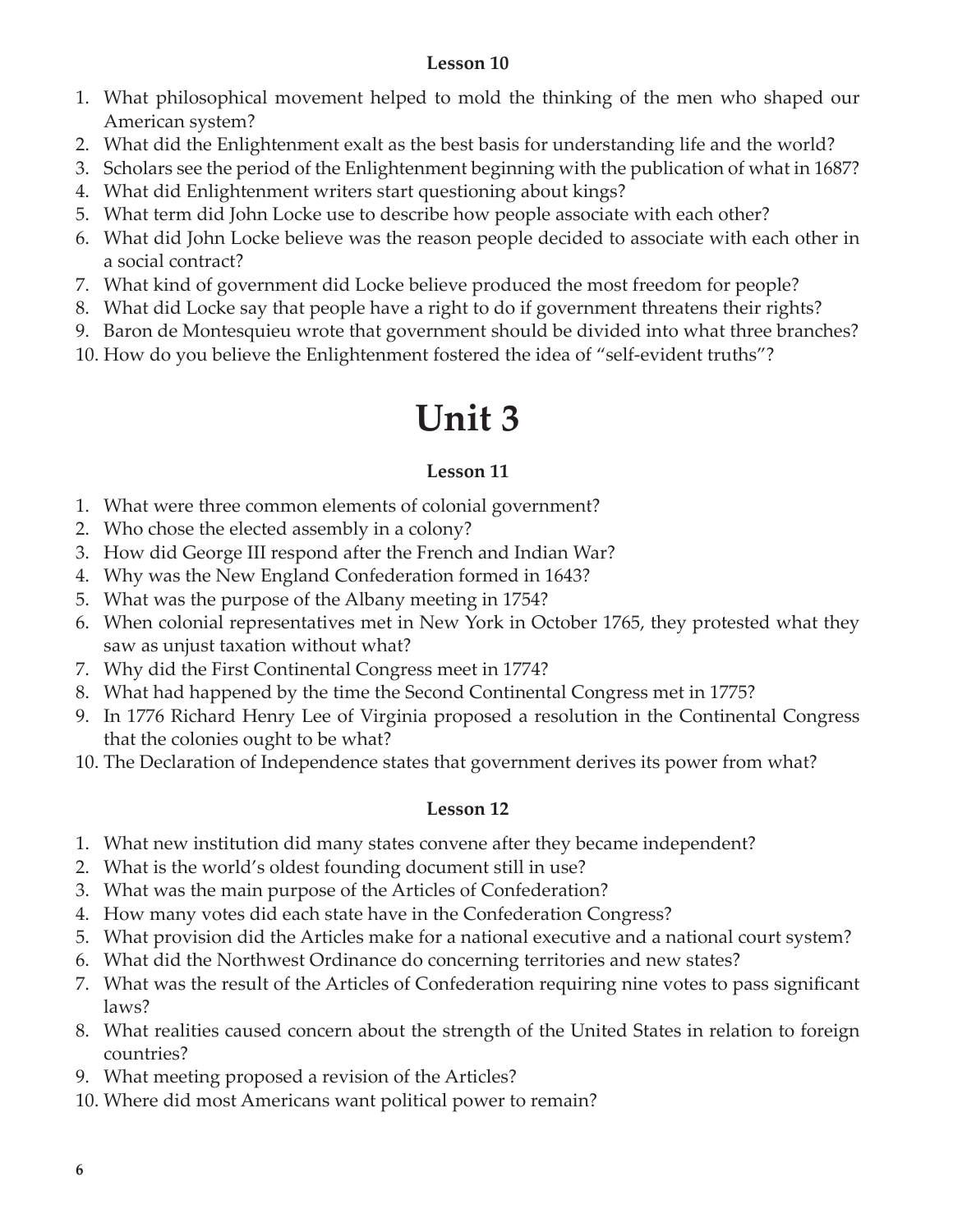### Lesson 10

1. What philosophical movement helped to mold the thinking of the men who shaped our American system?
2. What did the Enlightenment exalt as the best basis for understanding life and the world?
3. Scholars see the period of the Enlightenment beginning with the publication of what in 1687?
4. What did Enlightenment writers start questioning about kings?
5. What term did John Locke use to describe how people associate with each other?
6. What did John Locke believe was the reason people decided to associate with each other in a social contract?
7. What kind of government did Locke believe produced the most freedom for people?
8. What did Locke say that people have a right to do if government threatens their rights?
9. Baron de Montesquieu wrote that government should be divided into what three branches?
10. How do you believe the Enlightenment fostered the idea of "self-evident truths"?

# Unit 3

### Lesson 11

1. What were three common elements of colonial government?
2. Who chose the elected assembly in a colony?
3. How did George III respond after the French and Indian War?
4. Why was the New England Confederation formed in 1643?
5. What was the purpose of the Albany meeting in 1754?
6. When colonial representatives met in New York in October 1765, they protested what they saw as unjust taxation without what?
7. Why did the First Continental Congress meet in 1774?
8. What had happened by the time the Second Continental Congress met in 1775?
9. In 1776 Richard Henry Lee of Virginia proposed a resolution in the Continental Congress that the colonies ought to be what?
10. The Declaration of Independence states that government derives its power from what?

### Lesson 12

1. What new institution did many states convene after they became independent?
2. What is the world's oldest founding document still in use?
3. What was the main purpose of the Articles of Confederation?
4. How many votes did each state have in the Confederation Congress?
5. What provision did the Articles make for a national executive and a national court system?
6. What did the Northwest Ordinance do concerning territories and new states?
7. What was the result of the Articles of Confederation requiring nine votes to pass significant laws?
8. What realities caused concern about the strength of the United States in relation to foreign countries?
9. What meeting proposed a revision of the Articles?
10. Where did most Americans want political power to remain?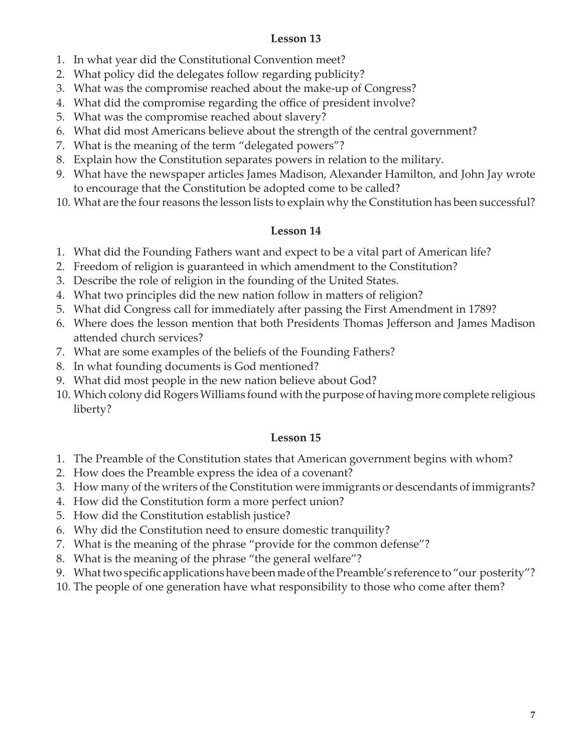### Lesson 13

1. In what year did the Constitutional Convention meet?
2. What policy did the delegates follow regarding publicity?
3. What was the compromise reached about the make-up of Congress?
4. What did the compromise regarding the office of president involve?
5. What was the compromise reached about slavery?
6. What did most Americans believe about the strength of the central government?
7. What is the meaning of the term "delegated powers"?
8. Explain how the Constitution separates powers in relation to the military.
9. What have the newspaper articles James Madison, Alexander Hamilton, and John Jay wrote to encourage that the Constitution be adopted come to be called?
10. What are the four reasons the lesson lists to explain why the Constitution has been successful?

### Lesson 14

1. What did the Founding Fathers want and expect to be a vital part of American life?
2. Freedom of religion is guaranteed in which amendment to the Constitution?
3. Describe the role of religion in the founding of the United States.
4. What two principles did the new nation follow in matters of religion?
5. What did Congress call for immediately after passing the First Amendment in 1789?
6. Where does the lesson mention that both Presidents Thomas Jefferson and James Madison attended church services?
7. What are some examples of the beliefs of the Founding Fathers?
8. In what founding documents is God mentioned?
9. What did most people in the new nation believe about God?
10. Which colony did Rogers Williams found with the purpose of having more complete religious liberty?

### Lesson 15

1. The Preamble of the Constitution states that American government begins with whom?
2. How does the Preamble express the idea of a covenant?
3. How many of the writers of the Constitution were immigrants or descendants of immigrants?
4. How did the Constitution form a more perfect union?
5. How did the Constitution establish justice?
6. Why did the Constitution need to ensure domestic tranquility?
7. What is the meaning of the phrase "provide for the common defense"?
8. What is the meaning of the phrase "the general welfare"?
9. What two specific applications have been made of the Preamble's reference to "our posterity"?
10. The people of one generation have what responsibility to those who come after them?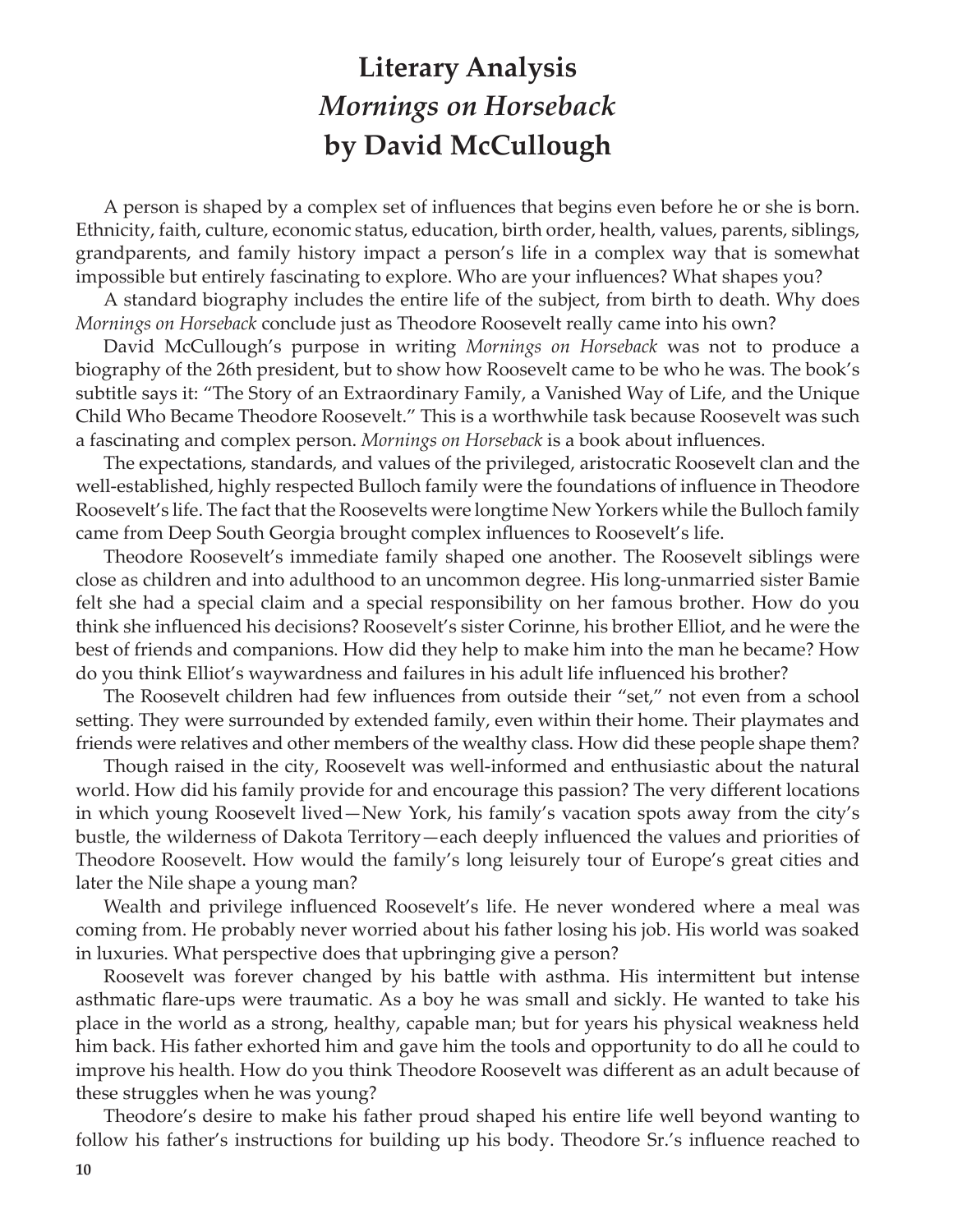# Literary Analysis
# *Mornings on Horseback*
# by David McCullough

A person is shaped by a complex set of influences that begins even before he or she is born. Ethnicity, faith, culture, economic status, education, birth order, health, values, parents, siblings, grandparents, and family history impact a person's life in a complex way that is somewhat impossible but entirely fascinating to explore. Who are your influences? What shapes you?

A standard biography includes the entire life of the subject, from birth to death. Why does *Mornings on Horseback* conclude just as Theodore Roosevelt really came into his own?

David McCullough's purpose in writing *Mornings on Horseback* was not to produce a biography of the 26th president, but to show how Roosevelt came to be who he was. The book's subtitle says it: "The Story of an Extraordinary Family, a Vanished Way of Life, and the Unique Child Who Became Theodore Roosevelt." This is a worthwhile task because Roosevelt was such a fascinating and complex person. *Mornings on Horseback* is a book about influences.

The expectations, standards, and values of the privileged, aristocratic Roosevelt clan and the well-established, highly respected Bulloch family were the foundations of influence in Theodore Roosevelt's life. The fact that the Roosevelts were longtime New Yorkers while the Bulloch family came from Deep South Georgia brought complex influences to Roosevelt's life.

Theodore Roosevelt's immediate family shaped one another. The Roosevelt siblings were close as children and into adulthood to an uncommon degree. His long-unmarried sister Bamie felt she had a special claim and a special responsibility on her famous brother. How do you think she influenced his decisions? Roosevelt's sister Corinne, his brother Elliot, and he were the best of friends and companions. How did they help to make him into the man he became? How do you think Elliot's waywardness and failures in his adult life influenced his brother?

The Roosevelt children had few influences from outside their "set," not even from a school setting. They were surrounded by extended family, even within their home. Their playmates and friends were relatives and other members of the wealthy class. How did these people shape them?

Though raised in the city, Roosevelt was well-informed and enthusiastic about the natural world. How did his family provide for and encourage this passion? The very different locations in which young Roosevelt lived—New York, his family's vacation spots away from the city's bustle, the wilderness of Dakota Territory—each deeply influenced the values and priorities of Theodore Roosevelt. How would the family's long leisurely tour of Europe's great cities and later the Nile shape a young man?

Wealth and privilege influenced Roosevelt's life. He never wondered where a meal was coming from. He probably never worried about his father losing his job. His world was soaked in luxuries. What perspective does that upbringing give a person?

Roosevelt was forever changed by his battle with asthma. His intermittent but intense asthmatic flare-ups were traumatic. As a boy he was small and sickly. He wanted to take his place in the world as a strong, healthy, capable man; but for years his physical weakness held him back. His father exhorted him and gave him the tools and opportunity to do all he could to improve his health. How do you think Theodore Roosevelt was different as an adult because of these struggles when he was young?

Theodore's desire to make his father proud shaped his entire life well beyond wanting to follow his father's instructions for building up his body. Theodore Sr.'s influence reached to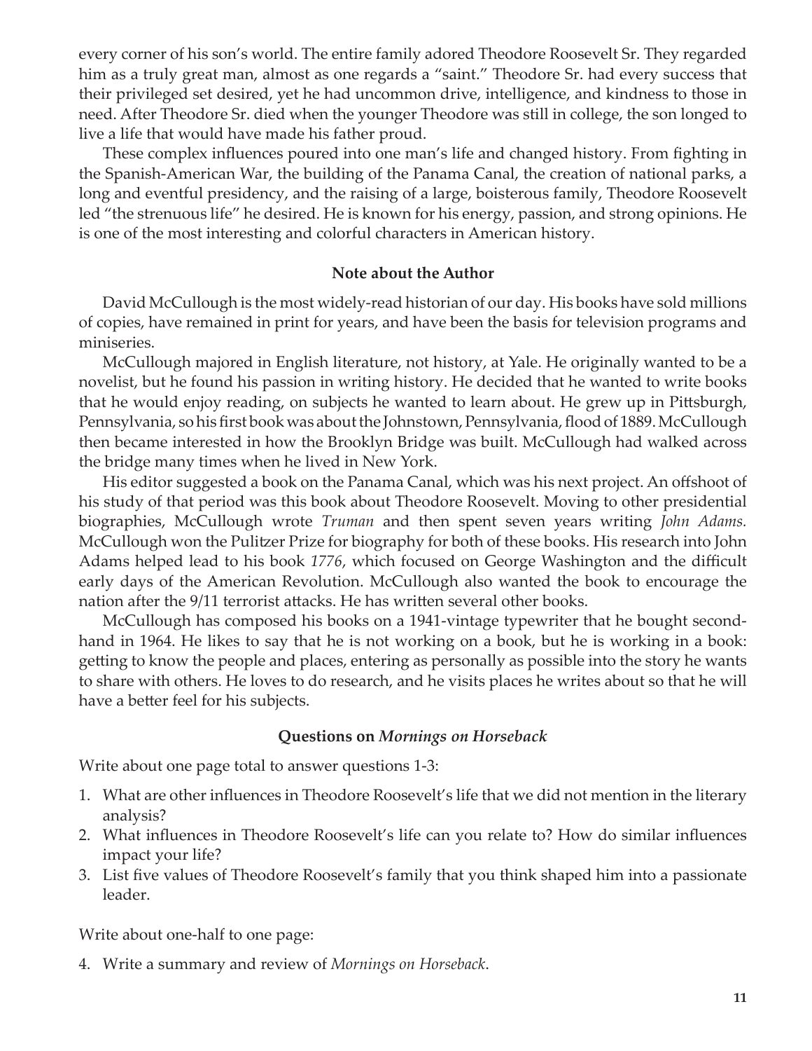every corner of his son's world. The entire family adored Theodore Roosevelt Sr. They regarded him as a truly great man, almost as one regards a "saint." Theodore Sr. had every success that their privileged set desired, yet he had uncommon drive, intelligence, and kindness to those in need. After Theodore Sr. died when the younger Theodore was still in college, the son longed to live a life that would have made his father proud.

These complex influences poured into one man's life and changed history. From fighting in the Spanish-American War, the building of the Panama Canal, the creation of national parks, a long and eventful presidency, and the raising of a large, boisterous family, Theodore Roosevelt led "the strenuous life" he desired. He is known for his energy, passion, and strong opinions. He is one of the most interesting and colorful characters in American history.

### Note about the Author

David McCullough is the most widely-read historian of our day. His books have sold millions of copies, have remained in print for years, and have been the basis for television programs and miniseries.

McCullough majored in English literature, not history, at Yale. He originally wanted to be a novelist, but he found his passion in writing history. He decided that he wanted to write books that he would enjoy reading, on subjects he wanted to learn about. He grew up in Pittsburgh, Pennsylvania, so his first book was about the Johnstown, Pennsylvania, flood of 1889. McCullough then became interested in how the Brooklyn Bridge was built. McCullough had walked across the bridge many times when he lived in New York.

His editor suggested a book on the Panama Canal, which was his next project. An offshoot of his study of that period was this book about Theodore Roosevelt. Moving to other presidential biographies, McCullough wrote *Truman* and then spent seven years writing *John Adams.* McCullough won the Pulitzer Prize for biography for both of these books. His research into John Adams helped lead to his book *1776,* which focused on George Washington and the difficult early days of the American Revolution. McCullough also wanted the book to encourage the nation after the 9/11 terrorist attacks. He has written several other books.

McCullough has composed his books on a 1941-vintage typewriter that he bought second-hand in 1964. He likes to say that he is not working on a book, but he is working in a book: getting to know the people and places, entering as personally as possible into the story he wants to share with others. He loves to do research, and he visits places he writes about so that he will have a better feel for his subjects.

### Questions on *Mornings on Horseback*

Write about one page total to answer questions 1-3:

1. What are other influences in Theodore Roosevelt's life that we did not mention in the literary analysis?
2. What influences in Theodore Roosevelt's life can you relate to? How do similar influences impact your life?
3. List five values of Theodore Roosevelt's family that you think shaped him into a passionate leader.

Write about one-half to one page:

4. Write a summary and review of *Mornings on Horseback*.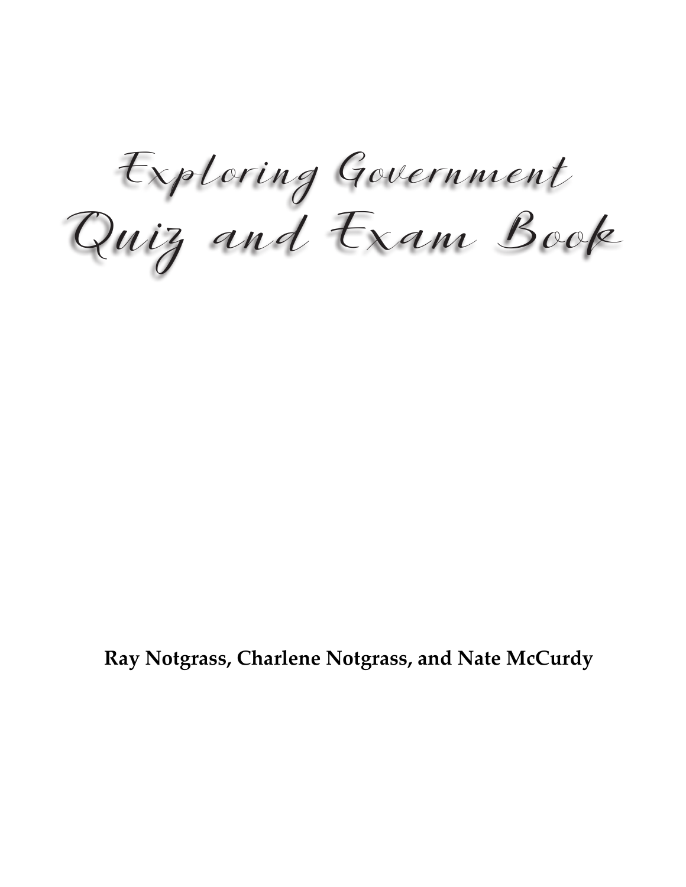# Exploring Government Quiz and Exam Book

**Ray Notgrass, Charlene Notgrass, and Nate McCurdy**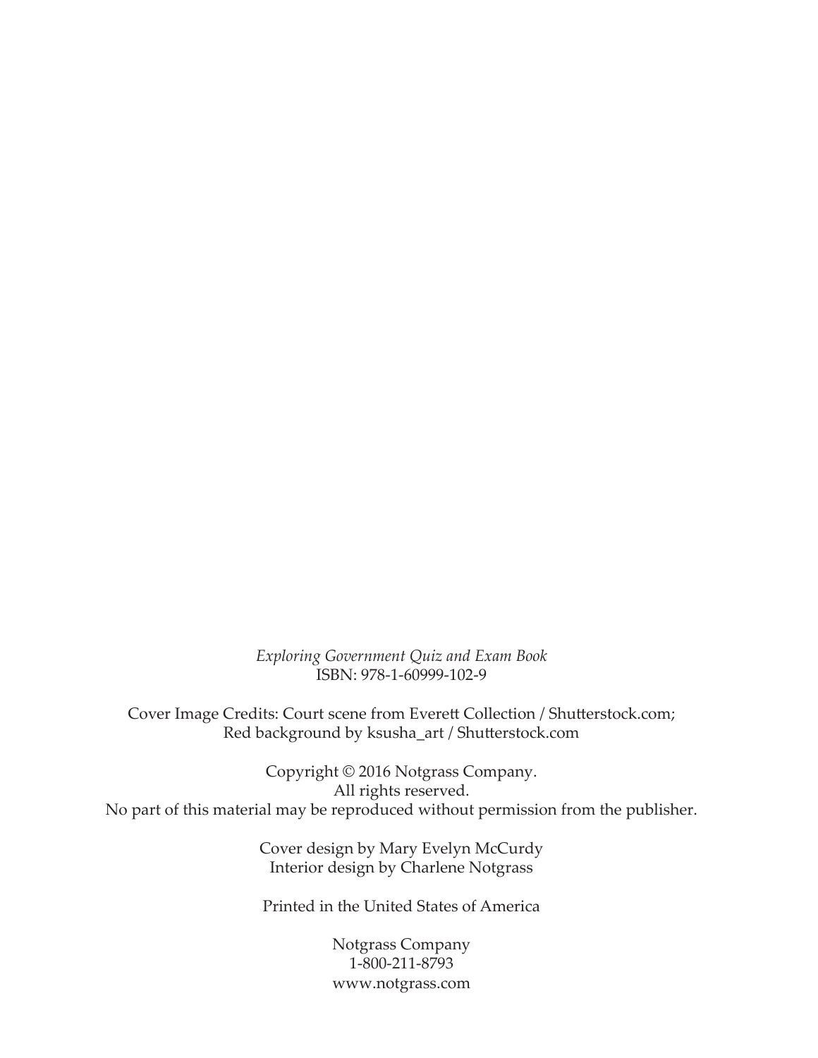*Exploring Government Quiz and Exam Book*
ISBN: 978-1-60999-102-9

Cover Image Credits: Court scene from Everett Collection / Shutterstock.com;
Red background by ksusha_art / Shutterstock.com

Copyright © 2016 Notgrass Company.
All rights reserved.
No part of this material may be reproduced without permission from the publisher.

Cover design by Mary Evelyn McCurdy
Interior design by Charlene Notgrass

Printed in the United States of America

Notgrass Company
1-800-211-8793
www.notgrass.com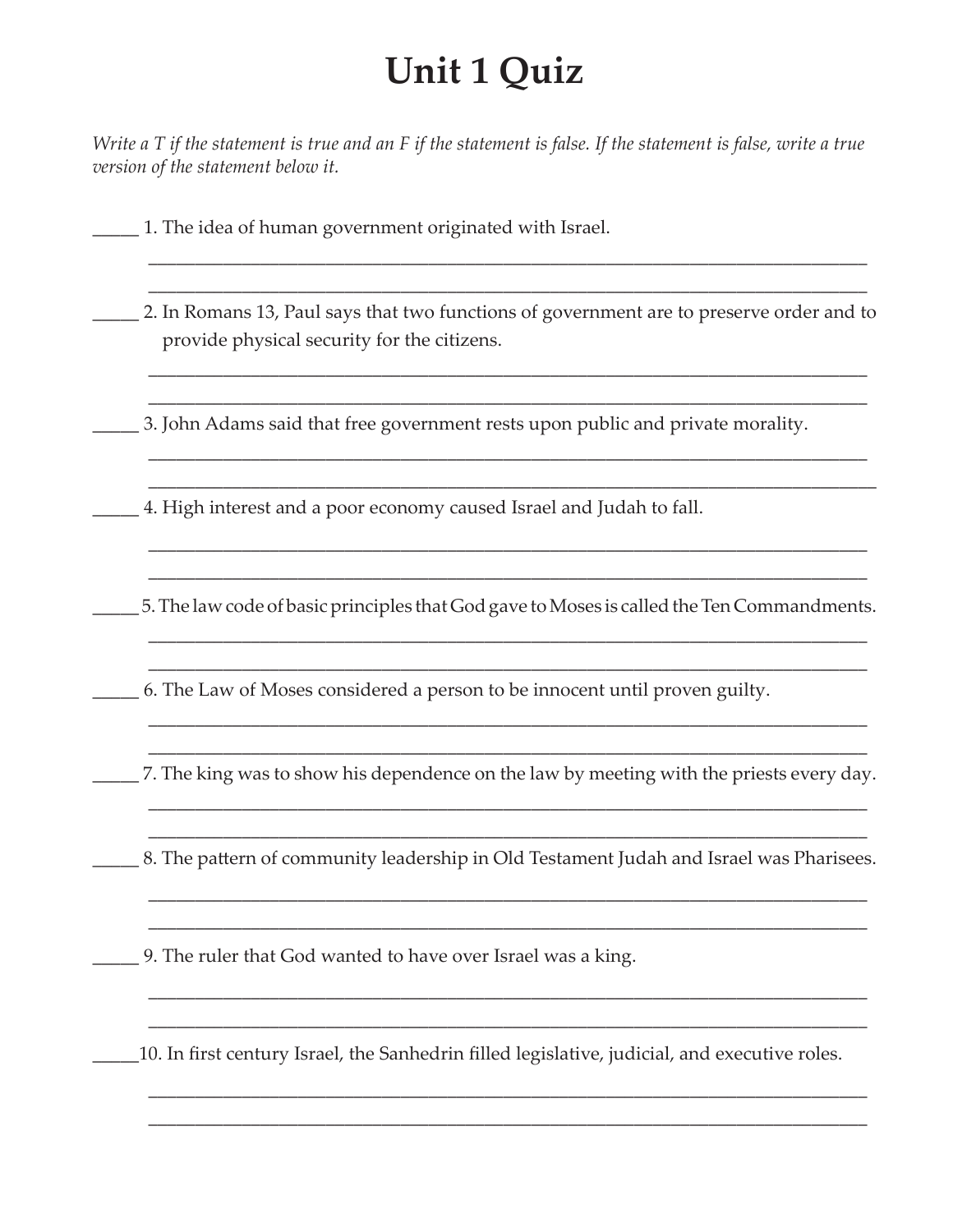# Unit 1 Quiz

*Write a T if the statement is true and an F if the statement is false. If the statement is false, write a true version of the statement below it.*

_____ 1. The idea of human government originated with Israel.

_______________________________________________________________________________

_______________________________________________________________________________

_____ 2. In Romans 13, Paul says that two functions of government are to preserve order and to provide physical security for the citizens.

_______________________________________________________________________________

_______________________________________________________________________________

_____ 3. John Adams said that free government rests upon public and private morality.

_______________________________________________________________________________

_______________________________________________________________________________

_____ 4. High interest and a poor economy caused Israel and Judah to fall.

_______________________________________________________________________________

_______________________________________________________________________________

_____ 5. The law code of basic principles that God gave to Moses is called the Ten Commandments.

_______________________________________________________________________________

_______________________________________________________________________________

_____ 6. The Law of Moses considered a person to be innocent until proven guilty.

_______________________________________________________________________________

_______________________________________________________________________________

_____ 7. The king was to show his dependence on the law by meeting with the priests every day.

_______________________________________________________________________________

_______________________________________________________________________________

_____ 8. The pattern of community leadership in Old Testament Judah and Israel was Pharisees.

_______________________________________________________________________________

_______________________________________________________________________________

_____ 9. The ruler that God wanted to have over Israel was a king.

_______________________________________________________________________________

_______________________________________________________________________________

_____ 10. In first century Israel, the Sanhedrin filled legislative, judicial, and executive roles.

_______________________________________________________________________________

_______________________________________________________________________________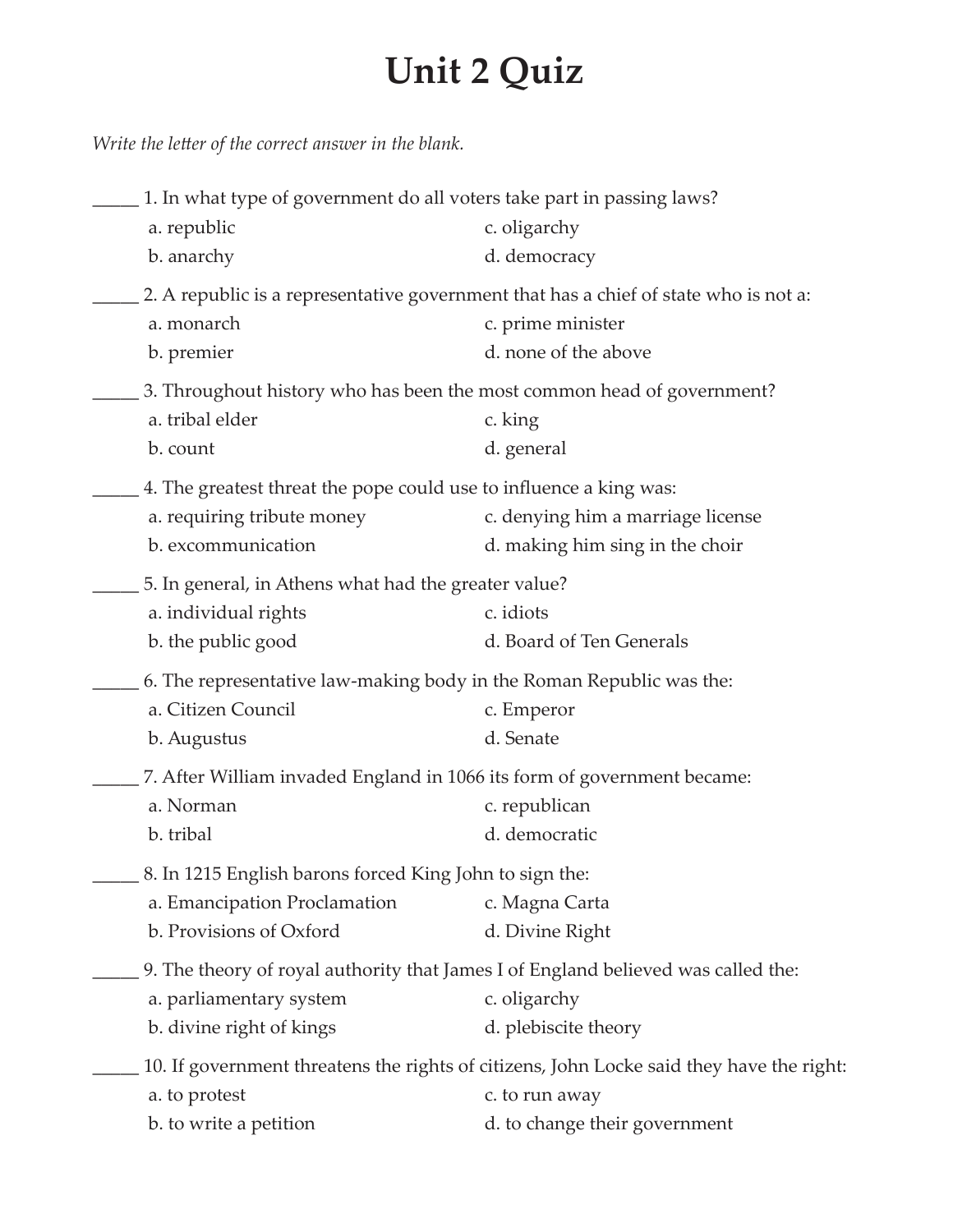# Unit 2 Quiz

*Write the letter of the correct answer in the blank.*

_____ 1. In what type of government do all voters take part in passing laws?

a. republic
b. anarchy
c. oligarchy
d. democracy

_____ 2. A republic is a representative government that has a chief of state who is not a:

a. monarch
b. premier
c. prime minister
d. none of the above

_____ 3. Throughout history who has been the most common head of government?

a. tribal elder
b. count
c. king
d. general

_____ 4. The greatest threat the pope could use to influence a king was:

a. requiring tribute money
b. excommunication
c. denying him a marriage license
d. making him sing in the choir

_____ 5. In general, in Athens what had the greater value?

a. individual rights
b. the public good
c. idiots
d. Board of Ten Generals

_____ 6. The representative law-making body in the Roman Republic was the:

a. Citizen Council
b. Augustus
c. Emperor
d. Senate

_____ 7. After William invaded England in 1066 its form of government became:

a. Norman
b. tribal
c. republican
d. democratic

_____ 8. In 1215 English barons forced King John to sign the:

a. Emancipation Proclamation
b. Provisions of Oxford
c. Magna Carta
d. Divine Right

_____ 9. The theory of royal authority that James I of England believed was called the:

a. parliamentary system
b. divine right of kings
c. oligarchy
d. plebiscite theory

_____ 10. If government threatens the rights of citizens, John Locke said they have the right:

a. to protest
b. to write a petition
c. to run away
d. to change their government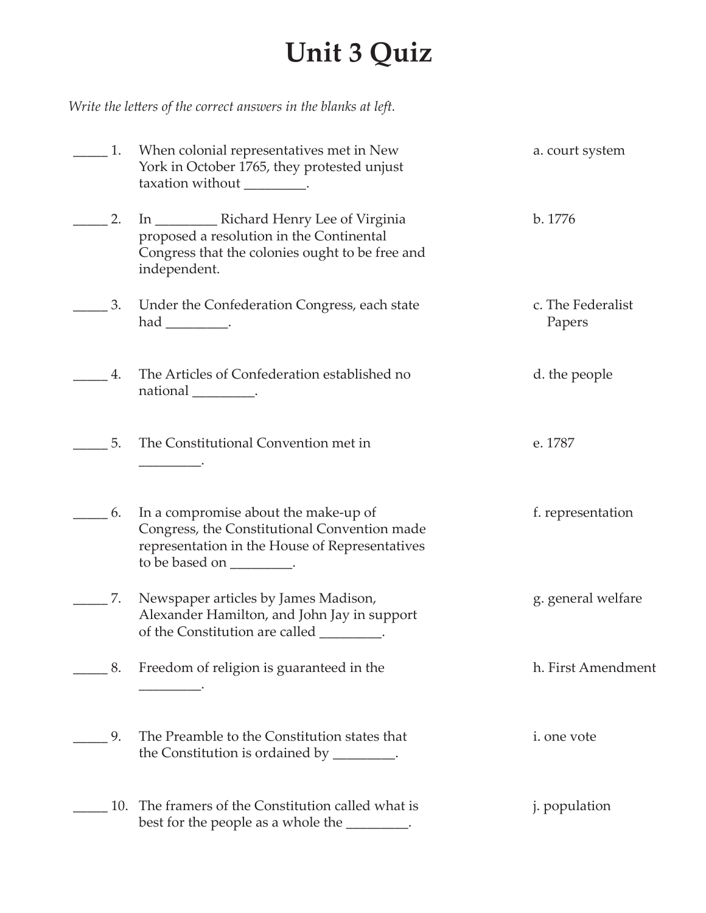# Unit 3 Quiz

*Write the letters of the correct answers in the blanks at left.*

_____ 1. When colonial representatives met in New York in October 1765, they protested unjust taxation without _________.

_____ 2. In _________ Richard Henry Lee of Virginia proposed a resolution in the Continental Congress that the colonies ought to be free and independent.

_____ 3. Under the Confederation Congress, each state had _________.

_____ 4. The Articles of Confederation established no national _________.

_____ 5. The Constitutional Convention met in _________.

_____ 6. In a compromise about the make-up of Congress, the Constitutional Convention made representation in the House of Representatives to be based on _________.

_____ 7. Newspaper articles by James Madison, Alexander Hamilton, and John Jay in support of the Constitution are called _________.

_____ 8. Freedom of religion is guaranteed in the _________.

_____ 9. The Preamble to the Constitution states that the Constitution is ordained by _________.

_____ 10. The framers of the Constitution called what is best for the people as a whole the _________.

a. court system

b. 1776

c. The Federalist Papers

d. the people

e. 1787

f. representation

g. general welfare

h. First Amendment

i. one vote

j. population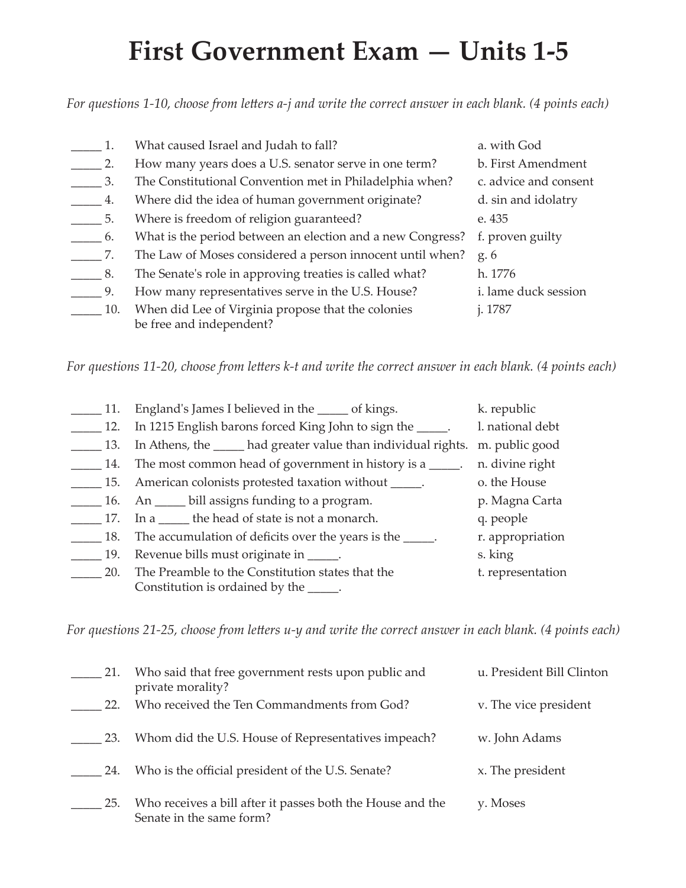# First Government Exam — Units 1-5

*For questions 1-10, choose from letters a-j and write the correct answer in each blank. (4 points each)*

| | | |
|---|---|---|
| _____ 1. | What caused Israel and Judah to fall? | a. with God |
| _____ 2. | How many years does a U.S. senator serve in one term? | b. First Amendment |
| _____ 3. | The Constitutional Convention met in Philadelphia when? | c. advice and consent |
| _____ 4. | Where did the idea of human government originate? | d. sin and idolatry |
| _____ 5. | Where is freedom of religion guaranteed? | e. 435 |
| _____ 6. | What is the period between an election and a new Congress? | f. proven guilty |
| _____ 7. | The Law of Moses considered a person innocent until when? | g. 6 |
| _____ 8. | The Senate's role in approving treaties is called what? | h. 1776 |
| _____ 9. | How many representatives serve in the U.S. House? | i. lame duck session |
| _____ 10. | When did Lee of Virginia propose that the colonies be free and independent? | j. 1787 |

*For questions 11-20, choose from letters k-t and write the correct answer in each blank. (4 points each)*

| | | |
|---|---|---|
| _____ 11. | England's James I believed in the _____ of kings. | k. republic |
| _____ 12. | In 1215 English barons forced King John to sign the _____. | l. national debt |
| _____ 13. | In Athens, the _____ had greater value than individual rights. | m. public good |
| _____ 14. | The most common head of government in history is a _____. | n. divine right |
| _____ 15. | American colonists protested taxation without _____. | o. the House |
| _____ 16. | An _____ bill assigns funding to a program. | p. Magna Carta |
| _____ 17. | In a _____ the head of state is not a monarch. | q. people |
| _____ 18. | The accumulation of deficits over the years is the _____. | r. appropriation |
| _____ 19. | Revenue bills must originate in _____. | s. king |
| _____ 20. | The Preamble to the Constitution states that the Constitution is ordained by the _____. | t. representation |

*For questions 21-25, choose from letters u-y and write the correct answer in each blank. (4 points each)*

| | | |
|---|---|---|
| _____ 21. | Who said that free government rests upon public and private morality? | u. President Bill Clinton |
| _____ 22. | Who received the Ten Commandments from God? | v. The vice president |
| _____ 23. | Whom did the U.S. House of Representatives impeach? | w. John Adams |
| _____ 24. | Who is the official president of the U.S. Senate? | x. The president |
| _____ 25. | Who receives a bill after it passes both the House and the Senate in the same form? | y. Moses |